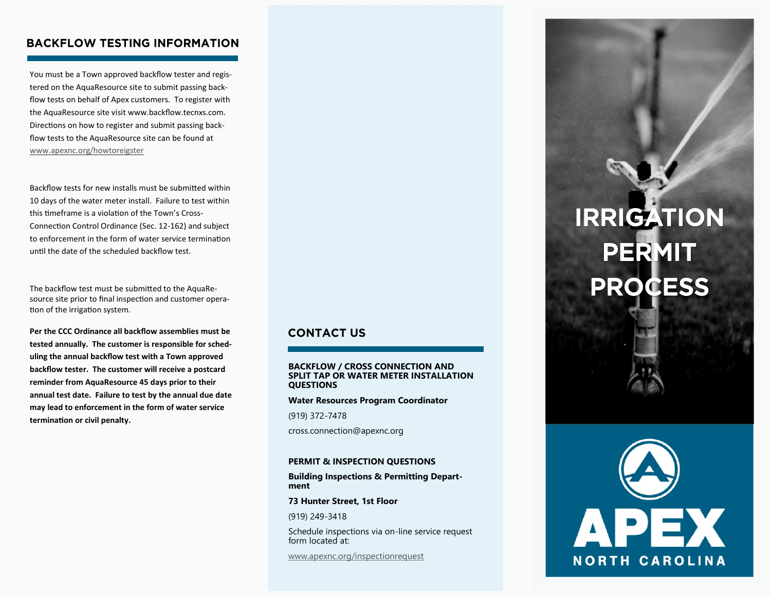## BACKFLOW TESTING INFORMATION

You must be a Town approved backflow tester and registered on the AquaResource site to submit passing backflow tests on behalf of Apex customers. To register with the AquaResource site visit www.backflow.tecnxs.com. Directions on how to register and submit passing backflow tests to the AquaResource site can be found at www.apexnc.org/howtoreigster

Backflow tests for new installs must be submitted within 10 days of the water meter install. Failure to test within this timeframe is a violation of the Town's Cross-Connection Control Ordinance (Sec. 12-162) and subject to enforcement in the form of water service termination until the date of the scheduled backflow test.

The backflow test must be submitted to the AquaResource site prior to final inspection and customer operation of the irrigation system.

**Per the CCC Ordinance all backflow assemblies must be tested annually. The customer is responsible for scheduling the annual backflow test with a Town approved backflow tester. The customer will receive a postcard reminder from AquaResource 45 days prior to their annual test date. Failure to test by the annual due date may lead to enforcement in the form of water service termination or civil penalty.**

## CONTACT US

**BACKFLOW / CROSS CONNECTION AND SPLIT TAP OR WATER METER INSTALLATION QUESTIONS**

**Water Resources Program Coordinator**

(919) 372-7478

cross.connection@apexnc.org

**PERMIT & INSPECTION QUESTIONS**

**Building Inspections & Permitting Department**

**73 Hunter Street, 1st Floor**

(919) 249-3418

Schedule inspections via on-line service request form located at:

www.apexnc.org/inspectionrequest

# IRRIGATION PERMIT PROCESS

APEX
NORTH CAROLINA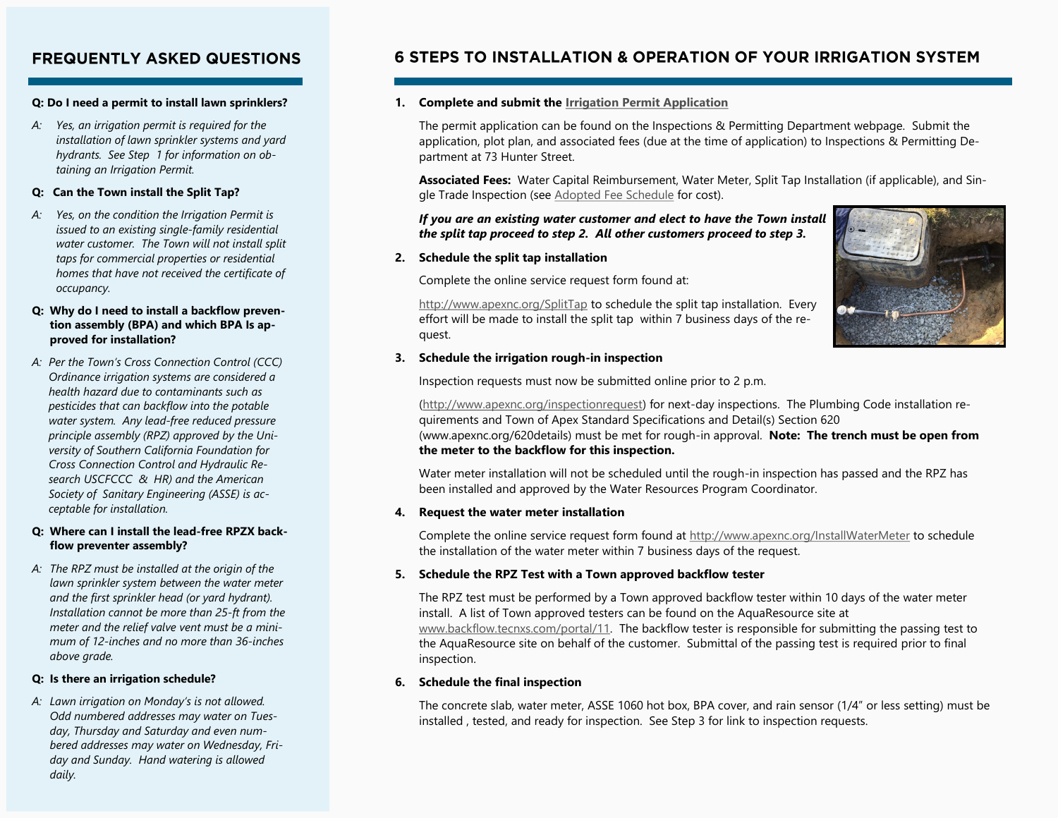## FREQUENTLY ASKED QUESTIONS

**Q: Do I need a permit to install lawn sprinklers?**

*A: Yes, an irrigation permit is required for the installation of lawn sprinkler systems and yard hydrants. See Step 1 for information on obtaining an Irrigation Permit.*

**Q: Can the Town install the Split Tap?**

*A: Yes, on the condition the Irrigation Permit is issued to an existing single-family residential water customer. The Town will not install split taps for commercial properties or residential homes that have not received the certificate of occupancy.*

**Q: Why do I need to install a backflow prevention assembly (BPA) and which BPA Is approved for installation?**

*A: Per the Town's Cross Connection Control (CCC) Ordinance irrigation systems are considered a health hazard due to contaminants such as pesticides that can backflow into the potable water system. Any lead-free reduced pressure principle assembly (RPZ) approved by the University of Southern California Foundation for Cross Connection Control and Hydraulic Research USCFCCC & HR) and the American Society of Sanitary Engineering (ASSE) is acceptable for installation.*

**Q: Where can I install the lead-free RPZX backflow preventer assembly?**

*A: The RPZ must be installed at the origin of the lawn sprinkler system between the water meter and the first sprinkler head (or yard hydrant). Installation cannot be more than 25-ft from the meter and the relief valve vent must be a minimum of 12-inches and no more than 36-inches above grade.*

**Q: Is there an irrigation schedule?**

*A: Lawn irrigation on Monday's is not allowed. Odd numbered addresses may water on Tuesday, Thursday and Saturday and even numbered addresses may water on Wednesday, Friday and Sunday. Hand watering is allowed daily.*

## 6 STEPS TO INSTALLATION & OPERATION OF YOUR IRRIGATION SYSTEM

1. **Complete and submit the Irrigation Permit Application**

   The permit application can be found on the Inspections & Permitting Department webpage. Submit the application, plot plan, and associated fees (due at the time of application) to Inspections & Permitting Department at 73 Hunter Street.

   **Associated Fees:** Water Capital Reimbursement, Water Meter, Split Tap Installation (if applicable), and Single Trade Inspection (see Adopted Fee Schedule for cost).

   ***If you are an existing water customer and elect to have the Town install the split tap proceed to step 2. All other customers proceed to step 3.***

2. **Schedule the split tap installation**

   Complete the online service request form found at:

   http://www.apexnc.org/SplitTap to schedule the split tap installation. Every effort will be made to install the split tap within 7 business days of the request.

3. **Schedule the irrigation rough-in inspection**

   Inspection requests must now be submitted online prior to 2 p.m.

   (http://www.apexnc.org/inspectionrequest) for next-day inspections. The Plumbing Code installation requirements and Town of Apex Standard Specifications and Detail(s) Section 620 (www.apexnc.org/620details) must be met for rough-in approval. **Note: The trench must be open from the meter to the backflow for this inspection.**

   Water meter installation will not be scheduled until the rough-in inspection has passed and the RPZ has been installed and approved by the Water Resources Program Coordinator.

4. **Request the water meter installation**

   Complete the online service request form found at http://www.apexnc.org/InstallWaterMeter to schedule the installation of the water meter within 7 business days of the request.

5. **Schedule the RPZ Test with a Town approved backflow tester**

   The RPZ test must be performed by a Town approved backflow tester within 10 days of the water meter install. A list of Town approved testers can be found on the AquaResource site at www.backflow.tecnxs.com/portal/11. The backflow tester is responsible for submitting the passing test to the AquaResource site on behalf of the customer. Submittal of the passing test is required prior to final inspection.

6. **Schedule the final inspection**

   The concrete slab, water meter, ASSE 1060 hot box, BPA cover, and rain sensor (1/4" or less setting) must be installed , tested, and ready for inspection. See Step 3 for link to inspection requests.